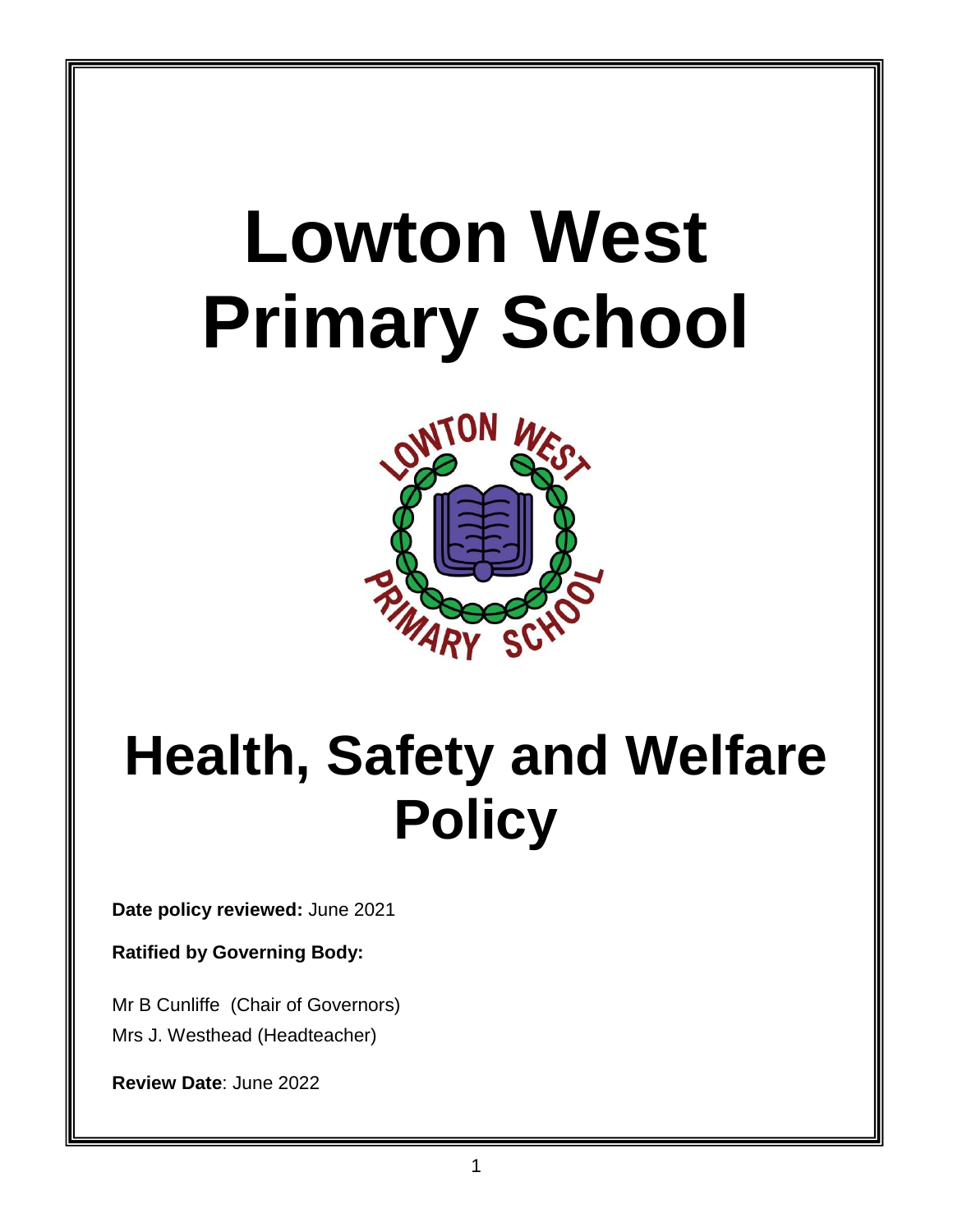# Lowton West Primary School

# Health, Safety and Welfare Policy

**Date policy reviewed:** June 2021

**Ratified by Governing Body:**

Mr B Cunliffe (Chair of Governors)
Mrs J. Westhead (Headteacher)

**Review Date**: June 2022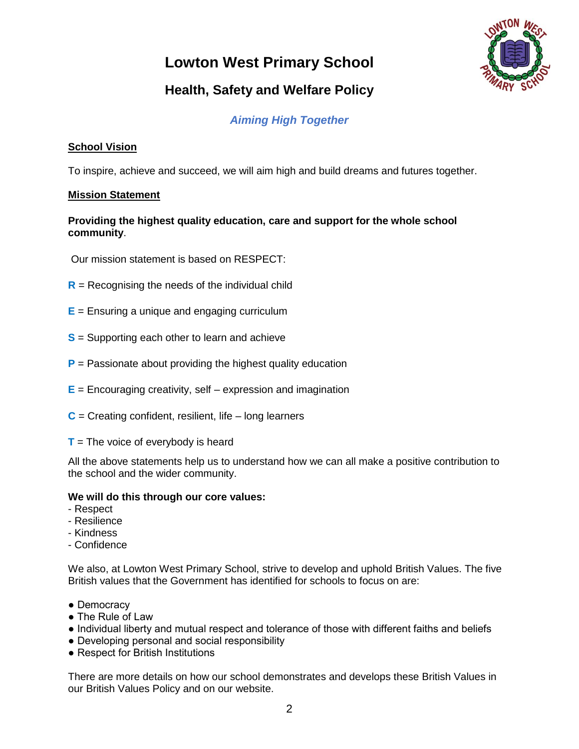# Lowton West Primary School

## Health, Safety and Welfare Policy

***Aiming High Together***

**School Vision**

To inspire, achieve and succeed, we will aim high and build dreams and futures together.

**Mission Statement**

**Providing the highest quality education, care and support for the whole school community**.

Our mission statement is based on RESPECT:

**R** = Recognising the needs of the individual child

**E** = Ensuring a unique and engaging curriculum

**S** = Supporting each other to learn and achieve

**P** = Passionate about providing the highest quality education

**E** = Encouraging creativity, self – expression and imagination

**C** = Creating confident, resilient, life – long learners

**T** = The voice of everybody is heard

All the above statements help us to understand how we can all make a positive contribution to the school and the wider community.

**We will do this through our core values:**

- Respect
- Resilience
- Kindness
- Confidence

We also, at Lowton West Primary School, strive to develop and uphold British Values. The five British values that the Government has identified for schools to focus on are:

- Democracy
- The Rule of Law
- Individual liberty and mutual respect and tolerance of those with different faiths and beliefs
- Developing personal and social responsibility
- Respect for British Institutions

There are more details on how our school demonstrates and develops these British Values in our British Values Policy and on our website.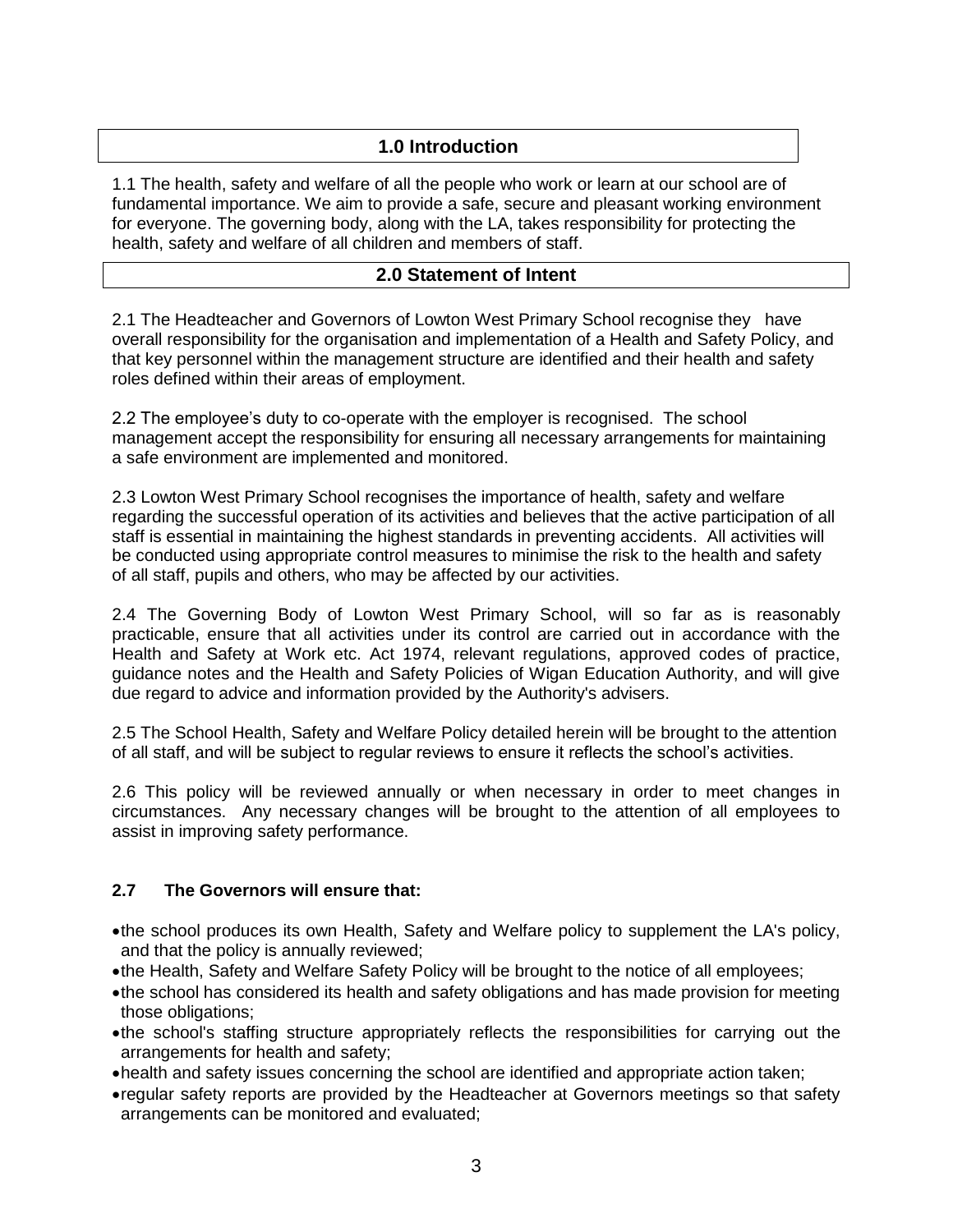## 1.0 Introduction

1.1 The health, safety and welfare of all the people who work or learn at our school are of fundamental importance. We aim to provide a safe, secure and pleasant working environment for everyone. The governing body, along with the LA, takes responsibility for protecting the health, safety and welfare of all children and members of staff.

## 2.0 Statement of Intent

2.1 The Headteacher and Governors of Lowton West Primary School recognise they have overall responsibility for the organisation and implementation of a Health and Safety Policy, and that key personnel within the management structure are identified and their health and safety roles defined within their areas of employment.

2.2 The employee's duty to co-operate with the employer is recognised. The school management accept the responsibility for ensuring all necessary arrangements for maintaining a safe environment are implemented and monitored.

2.3 Lowton West Primary School recognises the importance of health, safety and welfare regarding the successful operation of its activities and believes that the active participation of all staff is essential in maintaining the highest standards in preventing accidents. All activities will be conducted using appropriate control measures to minimise the risk to the health and safety of all staff, pupils and others, who may be affected by our activities.

2.4 The Governing Body of Lowton West Primary School, will so far as is reasonably practicable, ensure that all activities under its control are carried out in accordance with the Health and Safety at Work etc. Act 1974, relevant regulations, approved codes of practice, guidance notes and the Health and Safety Policies of Wigan Education Authority, and will give due regard to advice and information provided by the Authority's advisers.

2.5 The School Health, Safety and Welfare Policy detailed herein will be brought to the attention of all staff, and will be subject to regular reviews to ensure it reflects the school's activities.

2.6 This policy will be reviewed annually or when necessary in order to meet changes in circumstances. Any necessary changes will be brought to the attention of all employees to assist in improving safety performance.

**2.7 The Governors will ensure that:**

- the school produces its own Health, Safety and Welfare policy to supplement the LA's policy, and that the policy is annually reviewed;
- the Health, Safety and Welfare Safety Policy will be brought to the notice of all employees;
- the school has considered its health and safety obligations and has made provision for meeting those obligations;
- the school's staffing structure appropriately reflects the responsibilities for carrying out the arrangements for health and safety;
- health and safety issues concerning the school are identified and appropriate action taken;
- regular safety reports are provided by the Headteacher at Governors meetings so that safety arrangements can be monitored and evaluated;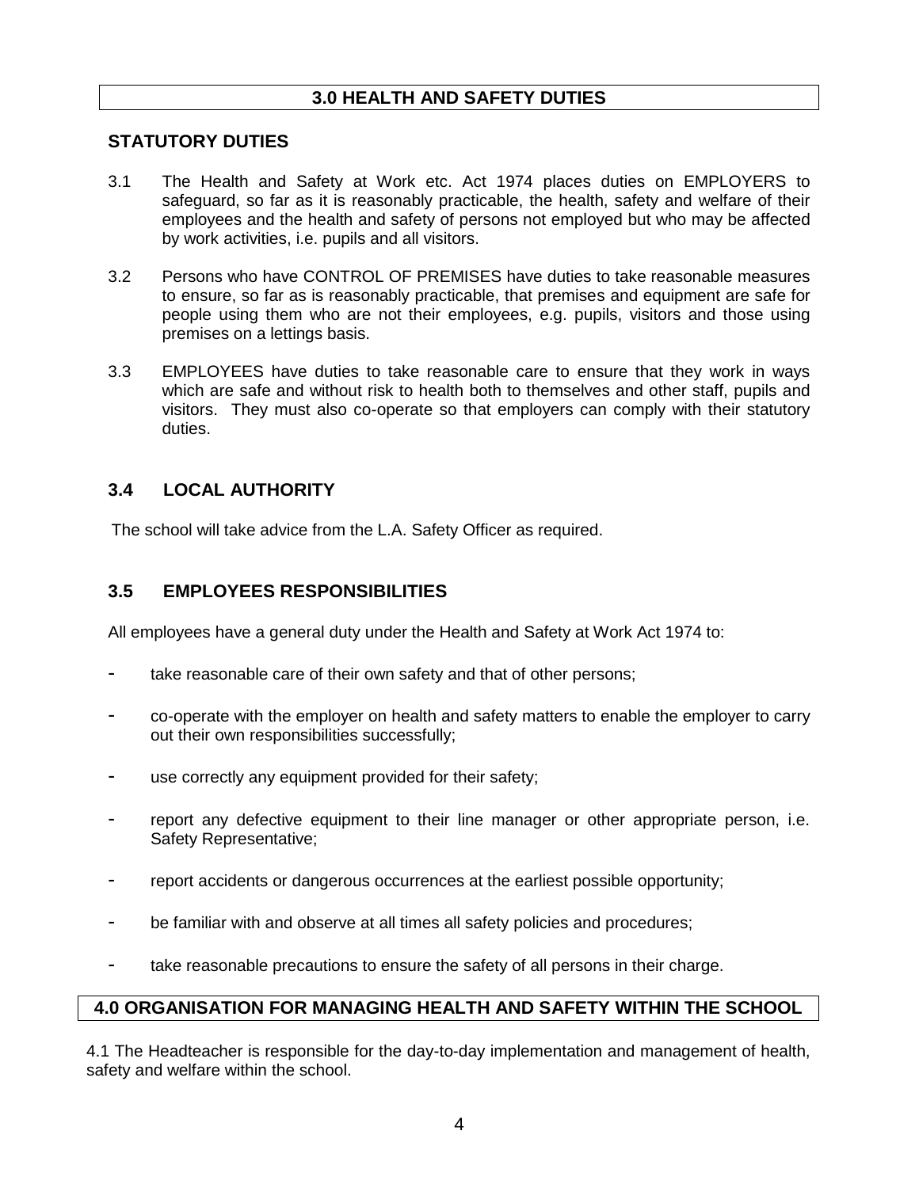## 3.0 HEALTH AND SAFETY DUTIES

### STATUTORY DUTIES

3.1 The Health and Safety at Work etc. Act 1974 places duties on EMPLOYERS to safeguard, so far as it is reasonably practicable, the health, safety and welfare of their employees and the health and safety of persons not employed but who may be affected by work activities, i.e. pupils and all visitors.

3.2 Persons who have CONTROL OF PREMISES have duties to take reasonable measures to ensure, so far as is reasonably practicable, that premises and equipment are safe for people using them who are not their employees, e.g. pupils, visitors and those using premises on a lettings basis.

3.3 EMPLOYEES have duties to take reasonable care to ensure that they work in ways which are safe and without risk to health both to themselves and other staff, pupils and visitors. They must also co-operate so that employers can comply with their statutory duties.

### 3.4 LOCAL AUTHORITY

The school will take advice from the L.A. Safety Officer as required.

### 3.5 EMPLOYEES RESPONSIBILITIES

All employees have a general duty under the Health and Safety at Work Act 1974 to:

- take reasonable care of their own safety and that of other persons;
- co-operate with the employer on health and safety matters to enable the employer to carry out their own responsibilities successfully;
- use correctly any equipment provided for their safety;
- report any defective equipment to their line manager or other appropriate person, i.e. Safety Representative;
- report accidents or dangerous occurrences at the earliest possible opportunity;
- be familiar with and observe at all times all safety policies and procedures;
- take reasonable precautions to ensure the safety of all persons in their charge.

## 4.0 ORGANISATION FOR MANAGING HEALTH AND SAFETY WITHIN THE SCHOOL

4.1 The Headteacher is responsible for the day-to-day implementation and management of health, safety and welfare within the school.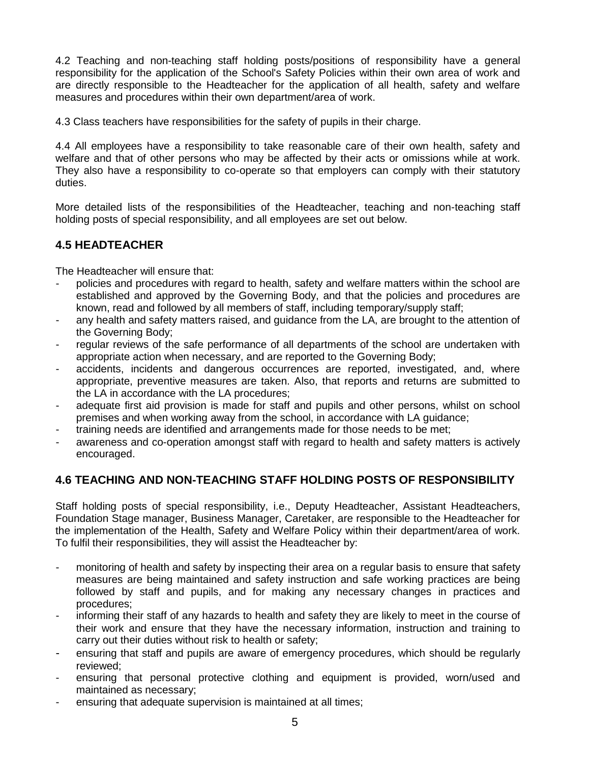4.2 Teaching and non-teaching staff holding posts/positions of responsibility have a general responsibility for the application of the School's Safety Policies within their own area of work and are directly responsible to the Headteacher for the application of all health, safety and welfare measures and procedures within their own department/area of work.

4.3 Class teachers have responsibilities for the safety of pupils in their charge.

4.4 All employees have a responsibility to take reasonable care of their own health, safety and welfare and that of other persons who may be affected by their acts or omissions while at work. They also have a responsibility to co-operate so that employers can comply with their statutory duties.

More detailed lists of the responsibilities of the Headteacher, teaching and non-teaching staff holding posts of special responsibility, and all employees are set out below.

### 4.5 HEADTEACHER

The Headteacher will ensure that:

- policies and procedures with regard to health, safety and welfare matters within the school are established and approved by the Governing Body, and that the policies and procedures are known, read and followed by all members of staff, including temporary/supply staff;
- any health and safety matters raised, and guidance from the LA, are brought to the attention of the Governing Body;
- regular reviews of the safe performance of all departments of the school are undertaken with appropriate action when necessary, and are reported to the Governing Body;
- accidents, incidents and dangerous occurrences are reported, investigated, and, where appropriate, preventive measures are taken. Also, that reports and returns are submitted to the LA in accordance with the LA procedures;
- adequate first aid provision is made for staff and pupils and other persons, whilst on school premises and when working away from the school, in accordance with LA guidance;
- training needs are identified and arrangements made for those needs to be met;
- awareness and co-operation amongst staff with regard to health and safety matters is actively encouraged.

### 4.6 TEACHING AND NON-TEACHING STAFF HOLDING POSTS OF RESPONSIBILITY

Staff holding posts of special responsibility, i.e., Deputy Headteacher, Assistant Headteachers, Foundation Stage manager, Business Manager, Caretaker, are responsible to the Headteacher for the implementation of the Health, Safety and Welfare Policy within their department/area of work. To fulfil their responsibilities, they will assist the Headteacher by:

- monitoring of health and safety by inspecting their area on a regular basis to ensure that safety measures are being maintained and safety instruction and safe working practices are being followed by staff and pupils, and for making any necessary changes in practices and procedures;
- informing their staff of any hazards to health and safety they are likely to meet in the course of their work and ensure that they have the necessary information, instruction and training to carry out their duties without risk to health or safety;
- ensuring that staff and pupils are aware of emergency procedures, which should be regularly reviewed;
- ensuring that personal protective clothing and equipment is provided, worn/used and maintained as necessary;
- ensuring that adequate supervision is maintained at all times;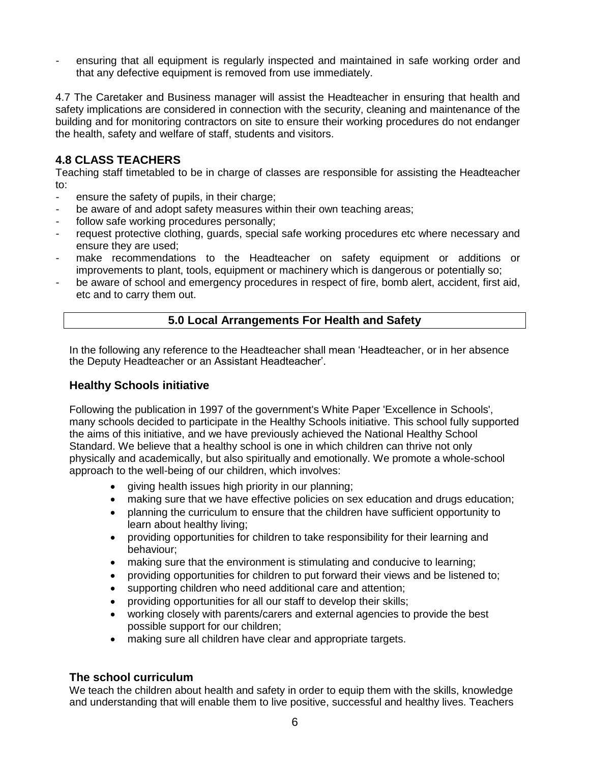- ensuring that all equipment is regularly inspected and maintained in safe working order and that any defective equipment is removed from use immediately.

4.7 The Caretaker and Business manager will assist the Headteacher in ensuring that health and safety implications are considered in connection with the security, cleaning and maintenance of the building and for monitoring contractors on site to ensure their working procedures do not endanger the health, safety and welfare of staff, students and visitors.

## 4.8 CLASS TEACHERS

Teaching staff timetabled to be in charge of classes are responsible for assisting the Headteacher to:

- ensure the safety of pupils, in their charge;
- be aware of and adopt safety measures within their own teaching areas;
- follow safe working procedures personally;
- request protective clothing, guards, special safe working procedures etc where necessary and ensure they are used;
- make recommendations to the Headteacher on safety equipment or additions or improvements to plant, tools, equipment or machinery which is dangerous or potentially so;
- be aware of school and emergency procedures in respect of fire, bomb alert, accident, first aid, etc and to carry them out.

## 5.0 Local Arrangements For Health and Safety

In the following any reference to the Headteacher shall mean 'Headteacher, or in her absence the Deputy Headteacher or an Assistant Headteacher'.

### Healthy Schools initiative

Following the publication in 1997 of the government's White Paper 'Excellence in Schools', many schools decided to participate in the Healthy Schools initiative. This school fully supported the aims of this initiative, and we have previously achieved the National Healthy School Standard. We believe that a healthy school is one in which children can thrive not only physically and academically, but also spiritually and emotionally. We promote a whole-school approach to the well-being of our children, which involves:

- giving health issues high priority in our planning;
- making sure that we have effective policies on sex education and drugs education;
- planning the curriculum to ensure that the children have sufficient opportunity to learn about healthy living;
- providing opportunities for children to take responsibility for their learning and behaviour;
- making sure that the environment is stimulating and conducive to learning;
- providing opportunities for children to put forward their views and be listened to;
- supporting children who need additional care and attention;
- providing opportunities for all our staff to develop their skills;
- working closely with parents/carers and external agencies to provide the best possible support for our children;
- making sure all children have clear and appropriate targets.

### The school curriculum

We teach the children about health and safety in order to equip them with the skills, knowledge and understanding that will enable them to live positive, successful and healthy lives. Teachers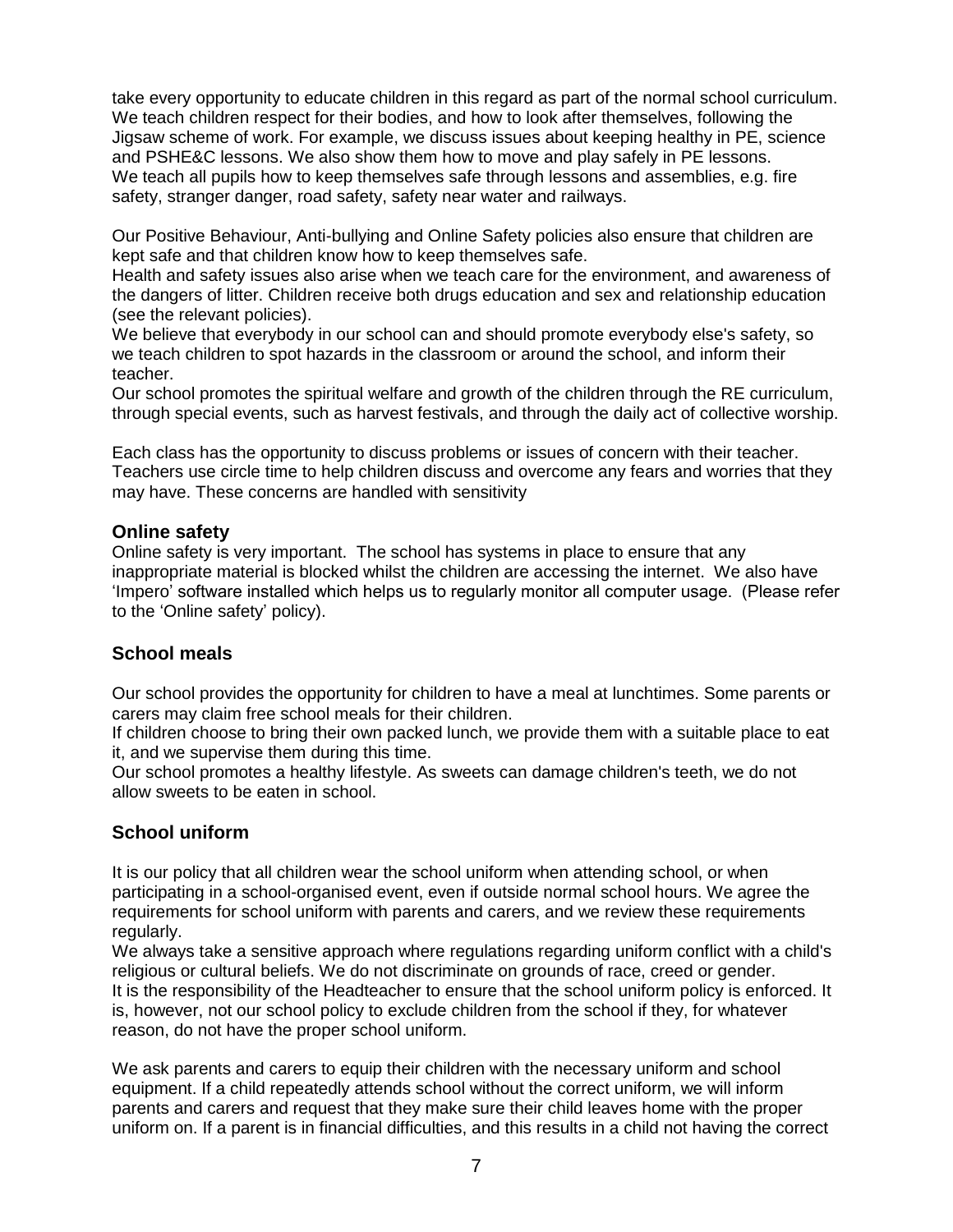take every opportunity to educate children in this regard as part of the normal school curriculum. We teach children respect for their bodies, and how to look after themselves, following the Jigsaw scheme of work. For example, we discuss issues about keeping healthy in PE, science and PSHE&C lessons. We also show them how to move and play safely in PE lessons.
We teach all pupils how to keep themselves safe through lessons and assemblies, e.g. fire safety, stranger danger, road safety, safety near water and railways.

Our Positive Behaviour, Anti-bullying and Online Safety policies also ensure that children are kept safe and that children know how to keep themselves safe.
Health and safety issues also arise when we teach care for the environment, and awareness of the dangers of litter. Children receive both drugs education and sex and relationship education (see the relevant policies).
We believe that everybody in our school can and should promote everybody else's safety, so we teach children to spot hazards in the classroom or around the school, and inform their teacher.
Our school promotes the spiritual welfare and growth of the children through the RE curriculum, through special events, such as harvest festivals, and through the daily act of collective worship.

Each class has the opportunity to discuss problems or issues of concern with their teacher. Teachers use circle time to help children discuss and overcome any fears and worries that they may have. These concerns are handled with sensitivity

### Online safety

Online safety is very important. The school has systems in place to ensure that any inappropriate material is blocked whilst the children are accessing the internet. We also have 'Impero' software installed which helps us to regularly monitor all computer usage. (Please refer to the 'Online safety' policy).

## School meals

Our school provides the opportunity for children to have a meal at lunchtimes. Some parents or carers may claim free school meals for their children.
If children choose to bring their own packed lunch, we provide them with a suitable place to eat it, and we supervise them during this time.
Our school promotes a healthy lifestyle. As sweets can damage children's teeth, we do not allow sweets to be eaten in school.

## School uniform

It is our policy that all children wear the school uniform when attending school, or when participating in a school-organised event, even if outside normal school hours. We agree the requirements for school uniform with parents and carers, and we review these requirements regularly.
We always take a sensitive approach where regulations regarding uniform conflict with a child's religious or cultural beliefs. We do not discriminate on grounds of race, creed or gender.
It is the responsibility of the Headteacher to ensure that the school uniform policy is enforced. It is, however, not our school policy to exclude children from the school if they, for whatever reason, do not have the proper school uniform.

We ask parents and carers to equip their children with the necessary uniform and school equipment. If a child repeatedly attends school without the correct uniform, we will inform parents and carers and request that they make sure their child leaves home with the proper uniform on. If a parent is in financial difficulties, and this results in a child not having the correct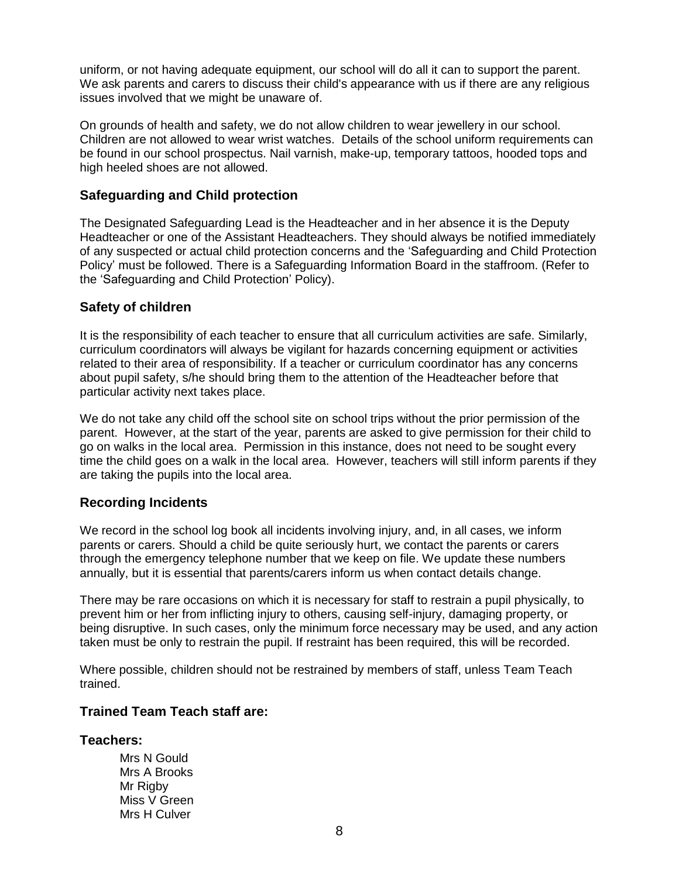uniform, or not having adequate equipment, our school will do all it can to support the parent. We ask parents and carers to discuss their child's appearance with us if there are any religious issues involved that we might be unaware of.

On grounds of health and safety, we do not allow children to wear jewellery in our school. Children are not allowed to wear wrist watches. Details of the school uniform requirements can be found in our school prospectus. Nail varnish, make-up, temporary tattoos, hooded tops and high heeled shoes are not allowed.

## Safeguarding and Child protection

The Designated Safeguarding Lead is the Headteacher and in her absence it is the Deputy Headteacher or one of the Assistant Headteachers. They should always be notified immediately of any suspected or actual child protection concerns and the 'Safeguarding and Child Protection Policy' must be followed. There is a Safeguarding Information Board in the staffroom. (Refer to the 'Safeguarding and Child Protection' Policy).

## Safety of children

It is the responsibility of each teacher to ensure that all curriculum activities are safe. Similarly, curriculum coordinators will always be vigilant for hazards concerning equipment or activities related to their area of responsibility. If a teacher or curriculum coordinator has any concerns about pupil safety, s/he should bring them to the attention of the Headteacher before that particular activity next takes place.

We do not take any child off the school site on school trips without the prior permission of the parent. However, at the start of the year, parents are asked to give permission for their child to go on walks in the local area. Permission in this instance, does not need to be sought every time the child goes on a walk in the local area. However, teachers will still inform parents if they are taking the pupils into the local area.

## Recording Incidents

We record in the school log book all incidents involving injury, and, in all cases, we inform parents or carers. Should a child be quite seriously hurt, we contact the parents or carers through the emergency telephone number that we keep on file. We update these numbers annually, but it is essential that parents/carers inform us when contact details change.

There may be rare occasions on which it is necessary for staff to restrain a pupil physically, to prevent him or her from inflicting injury to others, causing self-injury, damaging property, or being disruptive. In such cases, only the minimum force necessary may be used, and any action taken must be only to restrain the pupil. If restraint has been required, this will be recorded.

Where possible, children should not be restrained by members of staff, unless Team Teach trained.

## Trained Team Teach staff are:

### Teachers:

Mrs N Gould
Mrs A Brooks
Mr Rigby
Miss V Green
Mrs H Culver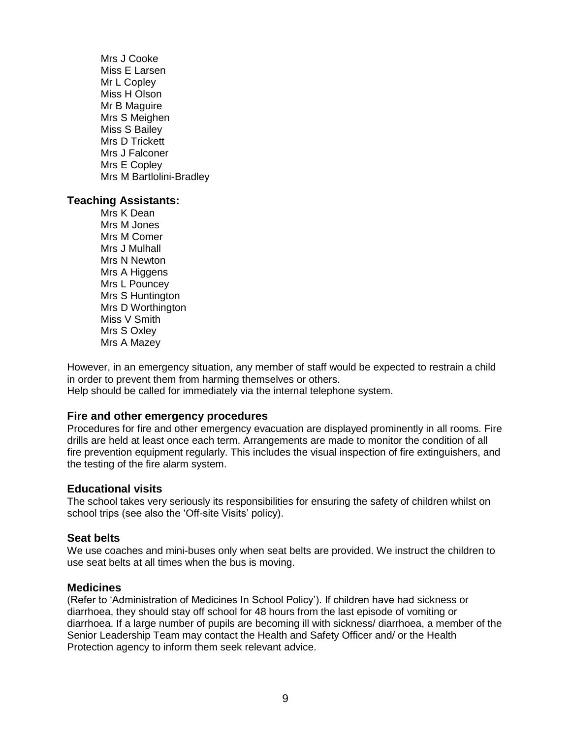Mrs J Cooke
Miss E Larsen
Mr L Copley
Miss H Olson
Mr B Maguire
Mrs S Meighen
Miss S Bailey
Mrs D Trickett
Mrs J Falconer
Mrs E Copley
Mrs M Bartlolini-Bradley

### Teaching Assistants:

Mrs K Dean
Mrs M Jones
Mrs M Comer
Mrs J Mulhall
Mrs N Newton
Mrs A Higgens
Mrs L Pouncey
Mrs S Huntington
Mrs D Worthington
Miss V Smith
Mrs S Oxley
Mrs A Mazey

However, in an emergency situation, any member of staff would be expected to restrain a child in order to prevent them from harming themselves or others.
Help should be called for immediately via the internal telephone system.

### Fire and other emergency procedures

Procedures for fire and other emergency evacuation are displayed prominently in all rooms. Fire drills are held at least once each term. Arrangements are made to monitor the condition of all fire prevention equipment regularly. This includes the visual inspection of fire extinguishers, and the testing of the fire alarm system.

### Educational visits

The school takes very seriously its responsibilities for ensuring the safety of children whilst on school trips (see also the 'Off-site Visits' policy).

### Seat belts

We use coaches and mini-buses only when seat belts are provided. We instruct the children to use seat belts at all times when the bus is moving.

### Medicines

(Refer to 'Administration of Medicines In School Policy'). If children have had sickness or diarrhoea, they should stay off school for 48 hours from the last episode of vomiting or diarrhoea. If a large number of pupils are becoming ill with sickness/ diarrhoea, a member of the Senior Leadership Team may contact the Health and Safety Officer and/ or the Health Protection agency to inform them seek relevant advice.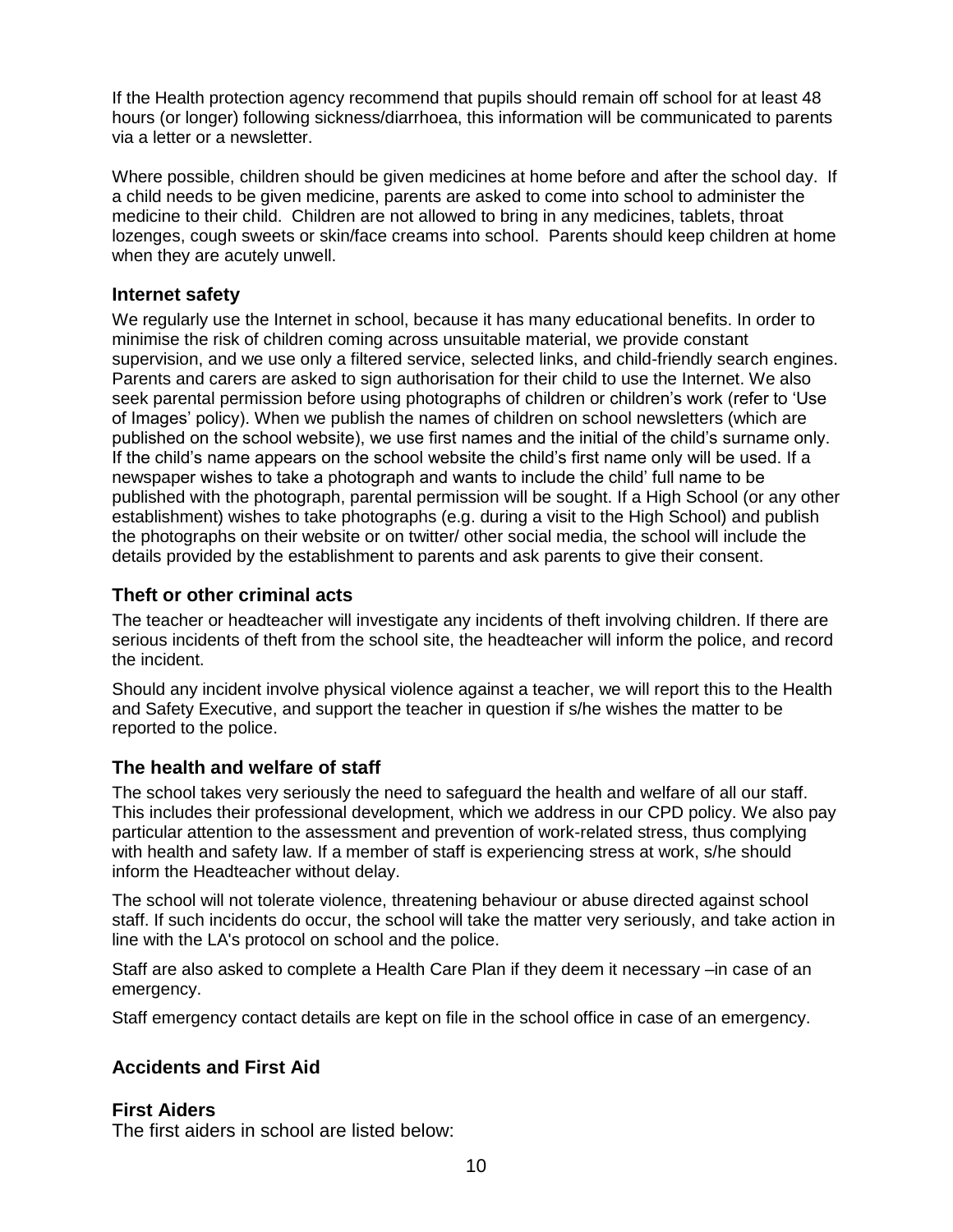If the Health protection agency recommend that pupils should remain off school for at least 48 hours (or longer) following sickness/diarrhoea, this information will be communicated to parents via a letter or a newsletter.

Where possible, children should be given medicines at home before and after the school day. If a child needs to be given medicine, parents are asked to come into school to administer the medicine to their child. Children are not allowed to bring in any medicines, tablets, throat lozenges, cough sweets or skin/face creams into school. Parents should keep children at home when they are acutely unwell.

### Internet safety

We regularly use the Internet in school, because it has many educational benefits. In order to minimise the risk of children coming across unsuitable material, we provide constant supervision, and we use only a filtered service, selected links, and child-friendly search engines. Parents and carers are asked to sign authorisation for their child to use the Internet. We also seek parental permission before using photographs of children or children's work (refer to 'Use of Images' policy). When we publish the names of children on school newsletters (which are published on the school website), we use first names and the initial of the child's surname only. If the child's name appears on the school website the child's first name only will be used. If a newspaper wishes to take a photograph and wants to include the child' full name to be published with the photograph, parental permission will be sought. If a High School (or any other establishment) wishes to take photographs (e.g. during a visit to the High School) and publish the photographs on their website or on twitter/ other social media, the school will include the details provided by the establishment to parents and ask parents to give their consent.

### Theft or other criminal acts

The teacher or headteacher will investigate any incidents of theft involving children. If there are serious incidents of theft from the school site, the headteacher will inform the police, and record the incident.

Should any incident involve physical violence against a teacher, we will report this to the Health and Safety Executive, and support the teacher in question if s/he wishes the matter to be reported to the police.

### The health and welfare of staff

The school takes very seriously the need to safeguard the health and welfare of all our staff. This includes their professional development, which we address in our CPD policy. We also pay particular attention to the assessment and prevention of work-related stress, thus complying with health and safety law. If a member of staff is experiencing stress at work, s/he should inform the Headteacher without delay.

The school will not tolerate violence, threatening behaviour or abuse directed against school staff. If such incidents do occur, the school will take the matter very seriously, and take action in line with the LA's protocol on school and the police.

Staff are also asked to complete a Health Care Plan if they deem it necessary –in case of an emergency.

Staff emergency contact details are kept on file in the school office in case of an emergency.

### Accidents and First Aid

### First Aiders

The first aiders in school are listed below: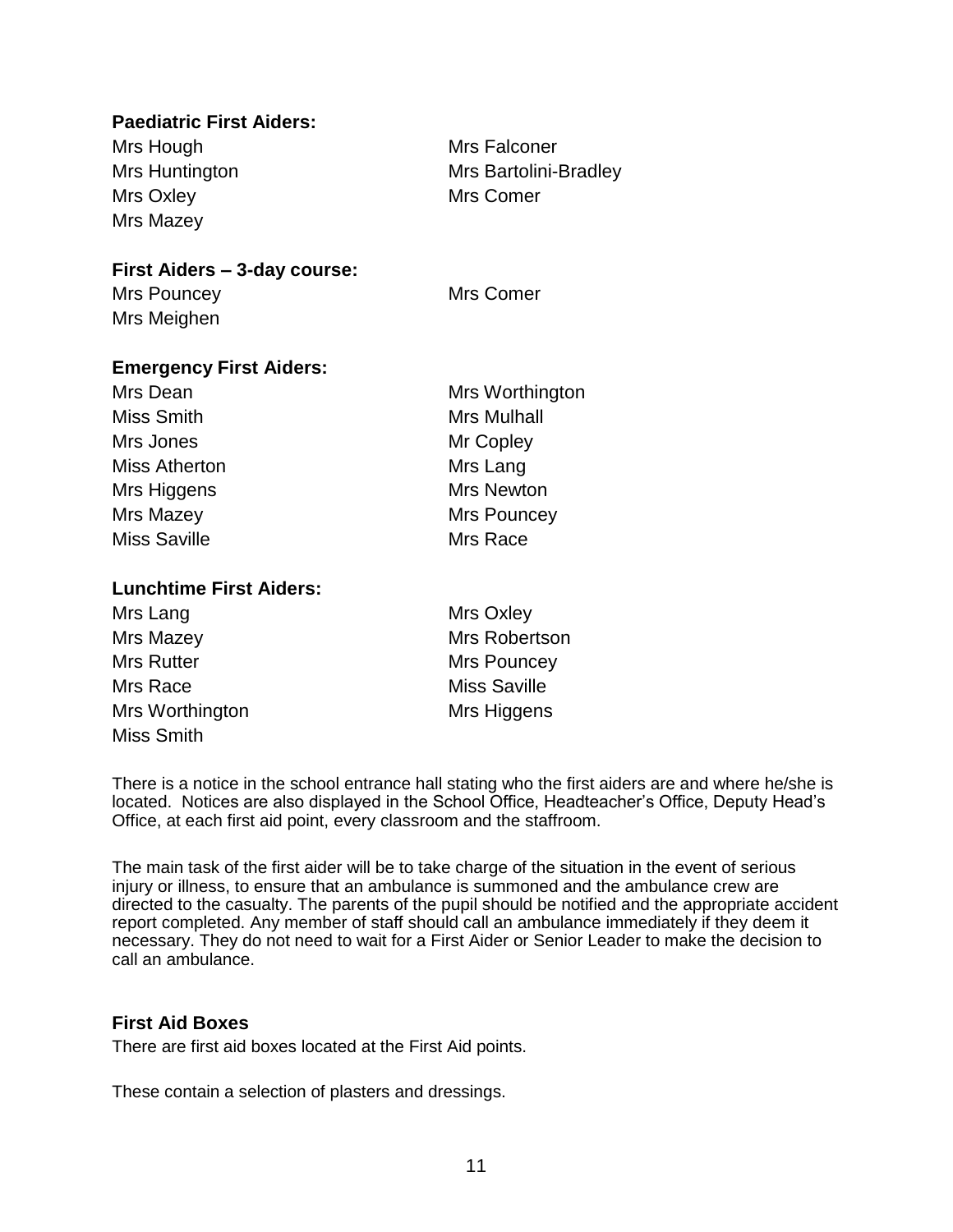**Paediatric First Aiders:**

Mrs Hough
Mrs Huntington
Mrs Oxley
Mrs Mazey
Mrs Falconer
Mrs Bartolini-Bradley
Mrs Comer

**First Aiders – 3-day course:**

Mrs Pouncey
Mrs Meighen
Mrs Comer

**Emergency First Aiders:**

Mrs Dean
Miss Smith
Mrs Jones
Miss Atherton
Mrs Higgens
Mrs Mazey
Miss Saville
Mrs Worthington
Mrs Mulhall
Mr Copley
Mrs Lang
Mrs Newton
Mrs Pouncey
Mrs Race

**Lunchtime First Aiders:**

Mrs Lang
Mrs Mazey
Mrs Rutter
Mrs Race
Mrs Worthington
Miss Smith
Mrs Oxley
Mrs Robertson
Mrs Pouncey
Miss Saville
Mrs Higgens

There is a notice in the school entrance hall stating who the first aiders are and where he/she is located. Notices are also displayed in the School Office, Headteacher's Office, Deputy Head's Office, at each first aid point, every classroom and the staffroom.

The main task of the first aider will be to take charge of the situation in the event of serious injury or illness, to ensure that an ambulance is summoned and the ambulance crew are directed to the casualty. The parents of the pupil should be notified and the appropriate accident report completed. Any member of staff should call an ambulance immediately if they deem it necessary. They do not need to wait for a First Aider or Senior Leader to make the decision to call an ambulance.

### First Aid Boxes

There are first aid boxes located at the First Aid points.

These contain a selection of plasters and dressings.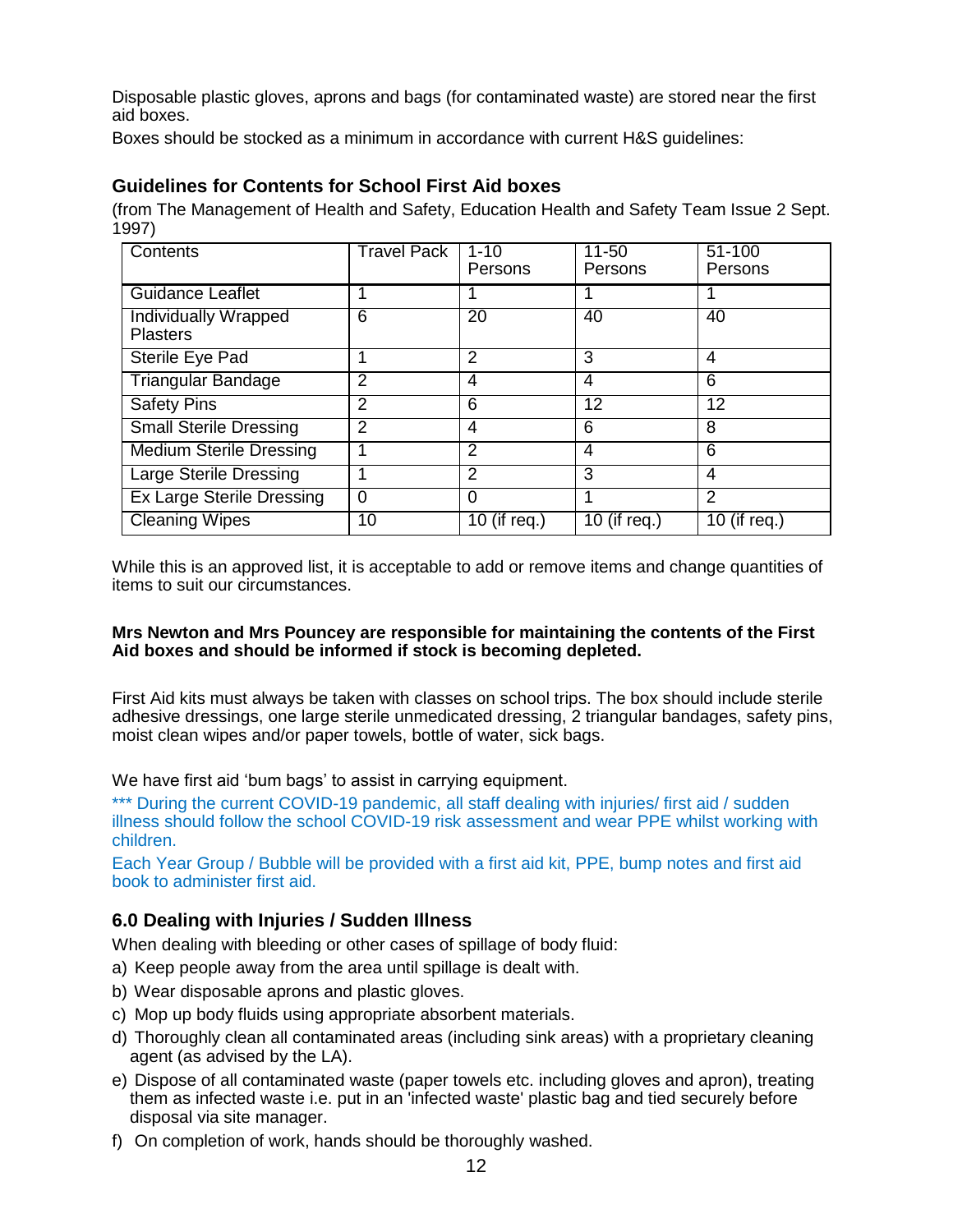Disposable plastic gloves, aprons and bags (for contaminated waste) are stored near the first aid boxes.

Boxes should be stocked as a minimum in accordance with current H&S guidelines:

### Guidelines for Contents for School First Aid boxes

(from The Management of Health and Safety, Education Health and Safety Team Issue 2 Sept. 1997)

| Contents | Travel Pack | 1-10 Persons | 11-50 Persons | 51-100 Persons |
|---|---|---|---|---|
| Guidance Leaflet | 1 | 1 | 1 | 1 |
| Individually Wrapped Plasters | 6 | 20 | 40 | 40 |
| Sterile Eye Pad | 1 | 2 | 3 | 4 |
| Triangular Bandage | 2 | 4 | 4 | 6 |
| Safety Pins | 2 | 6 | 12 | 12 |
| Small Sterile Dressing | 2 | 4 | 6 | 8 |
| Medium Sterile Dressing | 1 | 2 | 4 | 6 |
| Large Sterile Dressing | 1 | 2 | 3 | 4 |
| Ex Large Sterile Dressing | 0 | 0 | 1 | 2 |
| Cleaning Wipes | 10 | 10 (if req.) | 10 (if req.) | 10 (if req.) |

While this is an approved list, it is acceptable to add or remove items and change quantities of items to suit our circumstances.

**Mrs Newton and Mrs Pouncey are responsible for maintaining the contents of the First Aid boxes and should be informed if stock is becoming depleted.**

First Aid kits must always be taken with classes on school trips. The box should include sterile adhesive dressings, one large sterile unmedicated dressing, 2 triangular bandages, safety pins, moist clean wipes and/or paper towels, bottle of water, sick bags.

We have first aid 'bum bags' to assist in carrying equipment.

*** During the current COVID-19 pandemic, all staff dealing with injuries/ first aid / sudden illness should follow the school COVID-19 risk assessment and wear PPE whilst working with children.

Each Year Group / Bubble will be provided with a first aid kit, PPE, bump notes and first aid book to administer first aid.

## 6.0 Dealing with Injuries / Sudden Illness

When dealing with bleeding or other cases of spillage of body fluid:

a) Keep people away from the area until spillage is dealt with.
b) Wear disposable aprons and plastic gloves.
c) Mop up body fluids using appropriate absorbent materials.
d) Thoroughly clean all contaminated areas (including sink areas) with a proprietary cleaning agent (as advised by the LA).
e) Dispose of all contaminated waste (paper towels etc. including gloves and apron), treating them as infected waste i.e. put in an 'infected waste' plastic bag and tied securely before disposal via site manager.
f) On completion of work, hands should be thoroughly washed.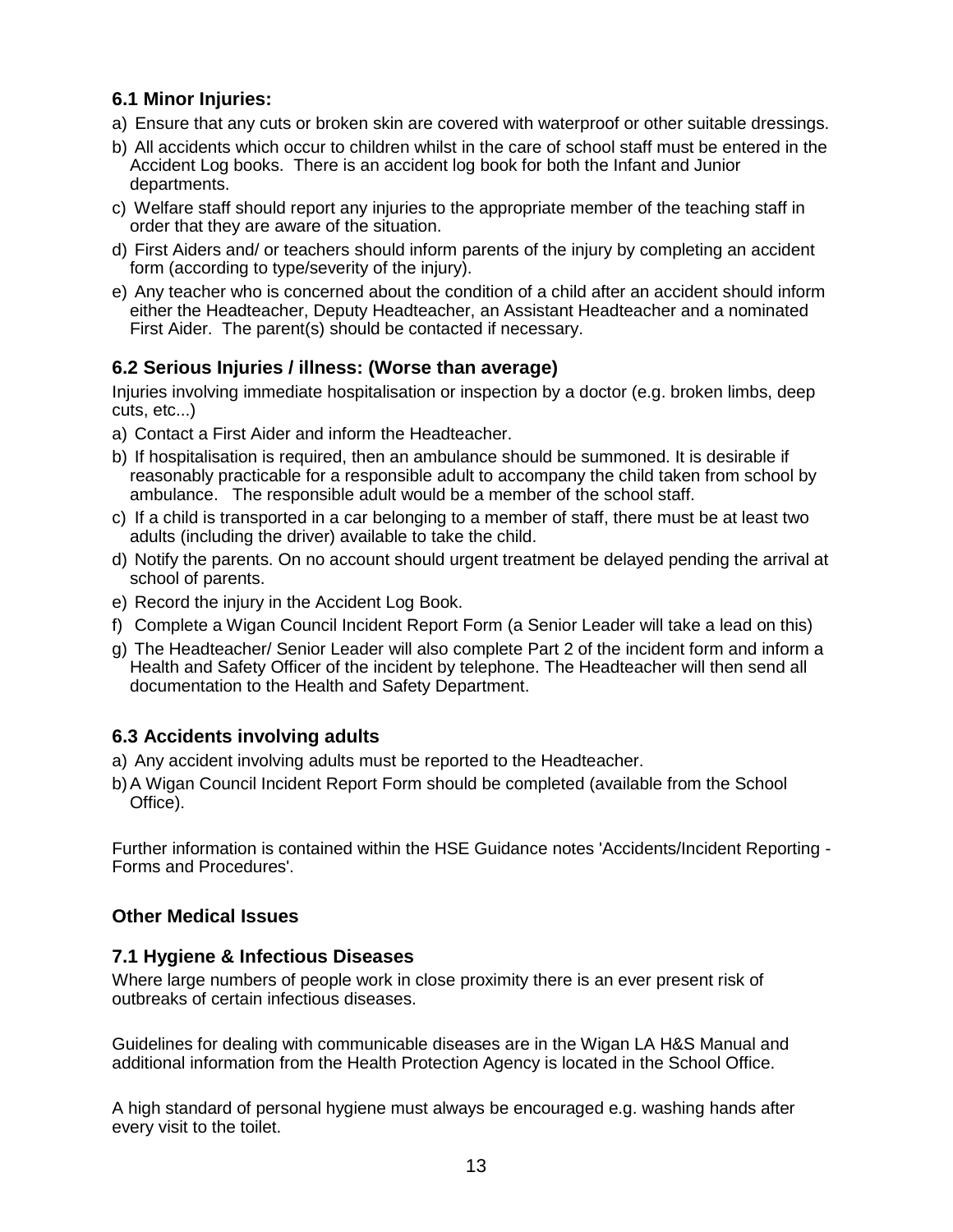### 6.1 Minor Injuries:

a) Ensure that any cuts or broken skin are covered with waterproof or other suitable dressings.

b) All accidents which occur to children whilst in the care of school staff must be entered in the Accident Log books. There is an accident log book for both the Infant and Junior departments.

c) Welfare staff should report any injuries to the appropriate member of the teaching staff in order that they are aware of the situation.

d) First Aiders and/ or teachers should inform parents of the injury by completing an accident form (according to type/severity of the injury).

e) Any teacher who is concerned about the condition of a child after an accident should inform either the Headteacher, Deputy Headteacher, an Assistant Headteacher and a nominated First Aider. The parent(s) should be contacted if necessary.

### 6.2 Serious Injuries / illness: (Worse than average)

Injuries involving immediate hospitalisation or inspection by a doctor (e.g. broken limbs, deep cuts, etc...)

a) Contact a First Aider and inform the Headteacher.

b) If hospitalisation is required, then an ambulance should be summoned. It is desirable if reasonably practicable for a responsible adult to accompany the child taken from school by ambulance. The responsible adult would be a member of the school staff.

c) If a child is transported in a car belonging to a member of staff, there must be at least two adults (including the driver) available to take the child.

d) Notify the parents. On no account should urgent treatment be delayed pending the arrival at school of parents.

e) Record the injury in the Accident Log Book.

f) Complete a Wigan Council Incident Report Form (a Senior Leader will take a lead on this)

g) The Headteacher/ Senior Leader will also complete Part 2 of the incident form and inform a Health and Safety Officer of the incident by telephone. The Headteacher will then send all documentation to the Health and Safety Department.

### 6.3 Accidents involving adults

a) Any accident involving adults must be reported to the Headteacher.

b) A Wigan Council Incident Report Form should be completed (available from the School Office).

Further information is contained within the HSE Guidance notes 'Accidents/Incident Reporting - Forms and Procedures'.

### Other Medical Issues

### 7.1 Hygiene & Infectious Diseases

Where large numbers of people work in close proximity there is an ever present risk of outbreaks of certain infectious diseases.

Guidelines for dealing with communicable diseases are in the Wigan LA H&S Manual and additional information from the Health Protection Agency is located in the School Office.

A high standard of personal hygiene must always be encouraged e.g. washing hands after every visit to the toilet.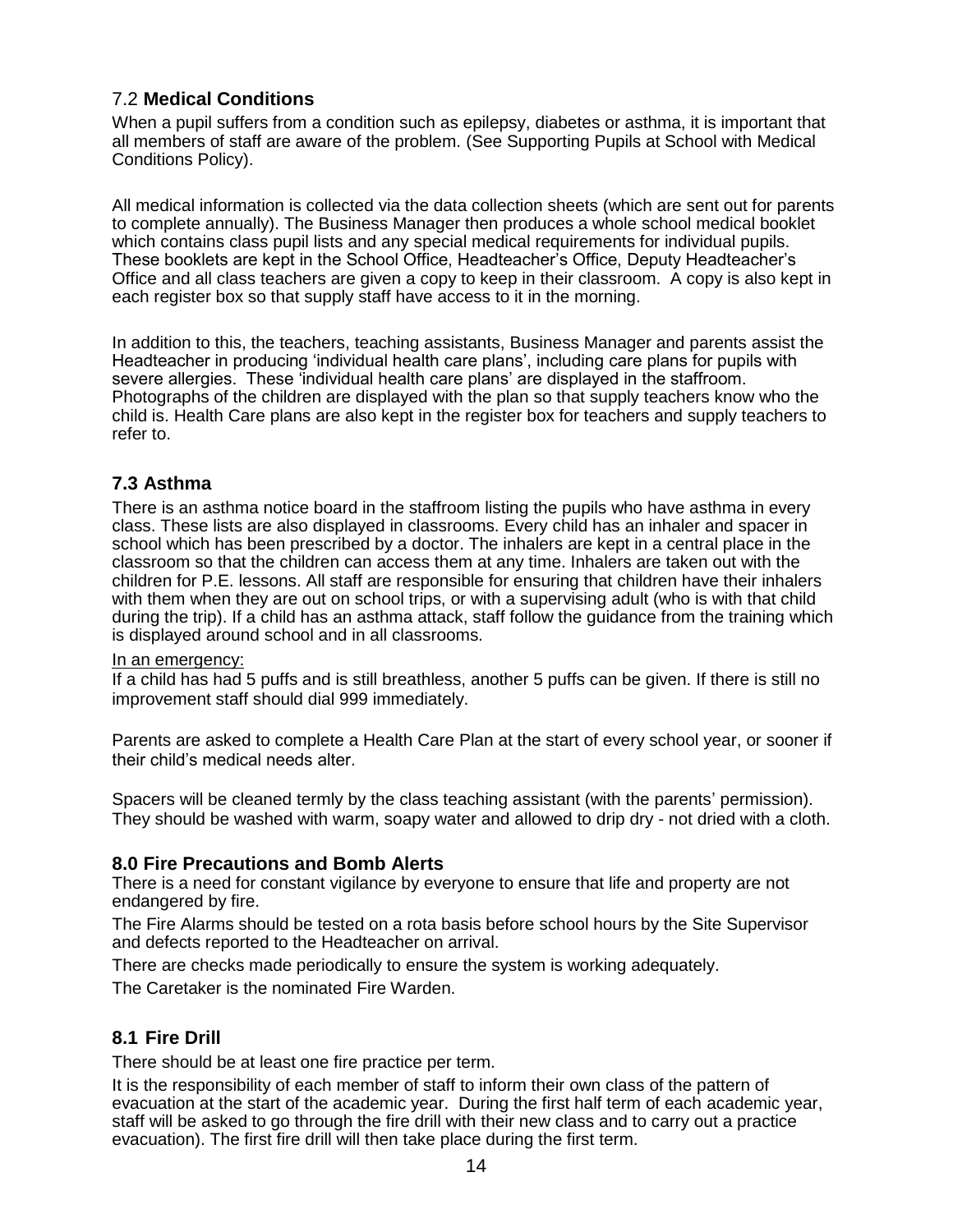## 7.2 **Medical Conditions**

When a pupil suffers from a condition such as epilepsy, diabetes or asthma, it is important that all members of staff are aware of the problem. (See Supporting Pupils at School with Medical Conditions Policy).

All medical information is collected via the data collection sheets (which are sent out for parents to complete annually). The Business Manager then produces a whole school medical booklet which contains class pupil lists and any special medical requirements for individual pupils. These booklets are kept in the School Office, Headteacher's Office, Deputy Headteacher's Office and all class teachers are given a copy to keep in their classroom. A copy is also kept in each register box so that supply staff have access to it in the morning.

In addition to this, the teachers, teaching assistants, Business Manager and parents assist the Headteacher in producing 'individual health care plans', including care plans for pupils with severe allergies. These 'individual health care plans' are displayed in the staffroom. Photographs of the children are displayed with the plan so that supply teachers know who the child is. Health Care plans are also kept in the register box for teachers and supply teachers to refer to.

## 7.3 Asthma

There is an asthma notice board in the staffroom listing the pupils who have asthma in every class. These lists are also displayed in classrooms. Every child has an inhaler and spacer in school which has been prescribed by a doctor. The inhalers are kept in a central place in the classroom so that the children can access them at any time. Inhalers are taken out with the children for P.E. lessons. All staff are responsible for ensuring that children have their inhalers with them when they are out on school trips, or with a supervising adult (who is with that child during the trip). If a child has an asthma attack, staff follow the guidance from the training which is displayed around school and in all classrooms.

In an emergency:

If a child has had 5 puffs and is still breathless, another 5 puffs can be given. If there is still no improvement staff should dial 999 immediately.

Parents are asked to complete a Health Care Plan at the start of every school year, or sooner if their child's medical needs alter.

Spacers will be cleaned termly by the class teaching assistant (with the parents' permission). They should be washed with warm, soapy water and allowed to drip dry - not dried with a cloth.

## 8.0 Fire Precautions and Bomb Alerts

There is a need for constant vigilance by everyone to ensure that life and property are not endangered by fire.

The Fire Alarms should be tested on a rota basis before school hours by the Site Supervisor and defects reported to the Headteacher on arrival.

There are checks made periodically to ensure the system is working adequately.

The Caretaker is the nominated Fire Warden.

## 8.1 Fire Drill

There should be at least one fire practice per term.

It is the responsibility of each member of staff to inform their own class of the pattern of evacuation at the start of the academic year. During the first half term of each academic year, staff will be asked to go through the fire drill with their new class and to carry out a practice evacuation). The first fire drill will then take place during the first term.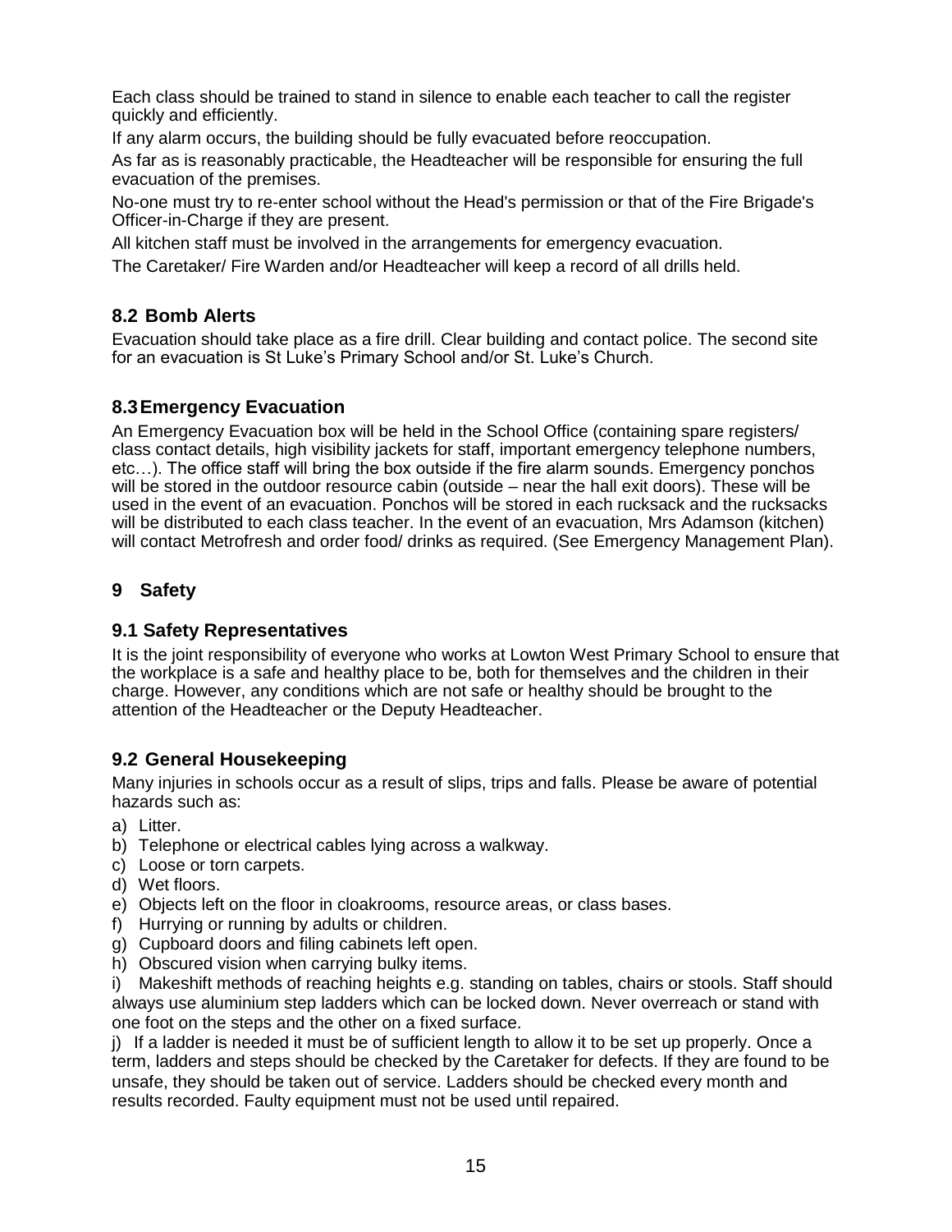Each class should be trained to stand in silence to enable each teacher to call the register quickly and efficiently.

If any alarm occurs, the building should be fully evacuated before reoccupation.

As far as is reasonably practicable, the Headteacher will be responsible for ensuring the full evacuation of the premises.

No-one must try to re-enter school without the Head's permission or that of the Fire Brigade's Officer-in-Charge if they are present.

All kitchen staff must be involved in the arrangements for emergency evacuation.

The Caretaker/ Fire Warden and/or Headteacher will keep a record of all drills held.

### 8.2 Bomb Alerts

Evacuation should take place as a fire drill. Clear building and contact police. The second site for an evacuation is St Luke's Primary School and/or St. Luke's Church.

### 8.3 Emergency Evacuation

An Emergency Evacuation box will be held in the School Office (containing spare registers/ class contact details, high visibility jackets for staff, important emergency telephone numbers, etc…). The office staff will bring the box outside if the fire alarm sounds. Emergency ponchos will be stored in the outdoor resource cabin (outside – near the hall exit doors). These will be used in the event of an evacuation. Ponchos will be stored in each rucksack and the rucksacks will be distributed to each class teacher. In the event of an evacuation, Mrs Adamson (kitchen) will contact Metrofresh and order food/ drinks as required. (See Emergency Management Plan).

## 9 Safety

### 9.1 Safety Representatives

It is the joint responsibility of everyone who works at Lowton West Primary School to ensure that the workplace is a safe and healthy place to be, both for themselves and the children in their charge. However, any conditions which are not safe or healthy should be brought to the attention of the Headteacher or the Deputy Headteacher.

### 9.2 General Housekeeping

Many injuries in schools occur as a result of slips, trips and falls. Please be aware of potential hazards such as:

a) Litter.
b) Telephone or electrical cables lying across a walkway.
c) Loose or torn carpets.
d) Wet floors.
e) Objects left on the floor in cloakrooms, resource areas, or class bases.
f) Hurrying or running by adults or children.
g) Cupboard doors and filing cabinets left open.
h) Obscured vision when carrying bulky items.
i) Makeshift methods of reaching heights e.g. standing on tables, chairs or stools. Staff should always use aluminium step ladders which can be locked down. Never overreach or stand with one foot on the steps and the other on a fixed surface.
j) If a ladder is needed it must be of sufficient length to allow it to be set up properly. Once a term, ladders and steps should be checked by the Caretaker for defects. If they are found to be unsafe, they should be taken out of service. Ladders should be checked every month and results recorded. Faulty equipment must not be used until repaired.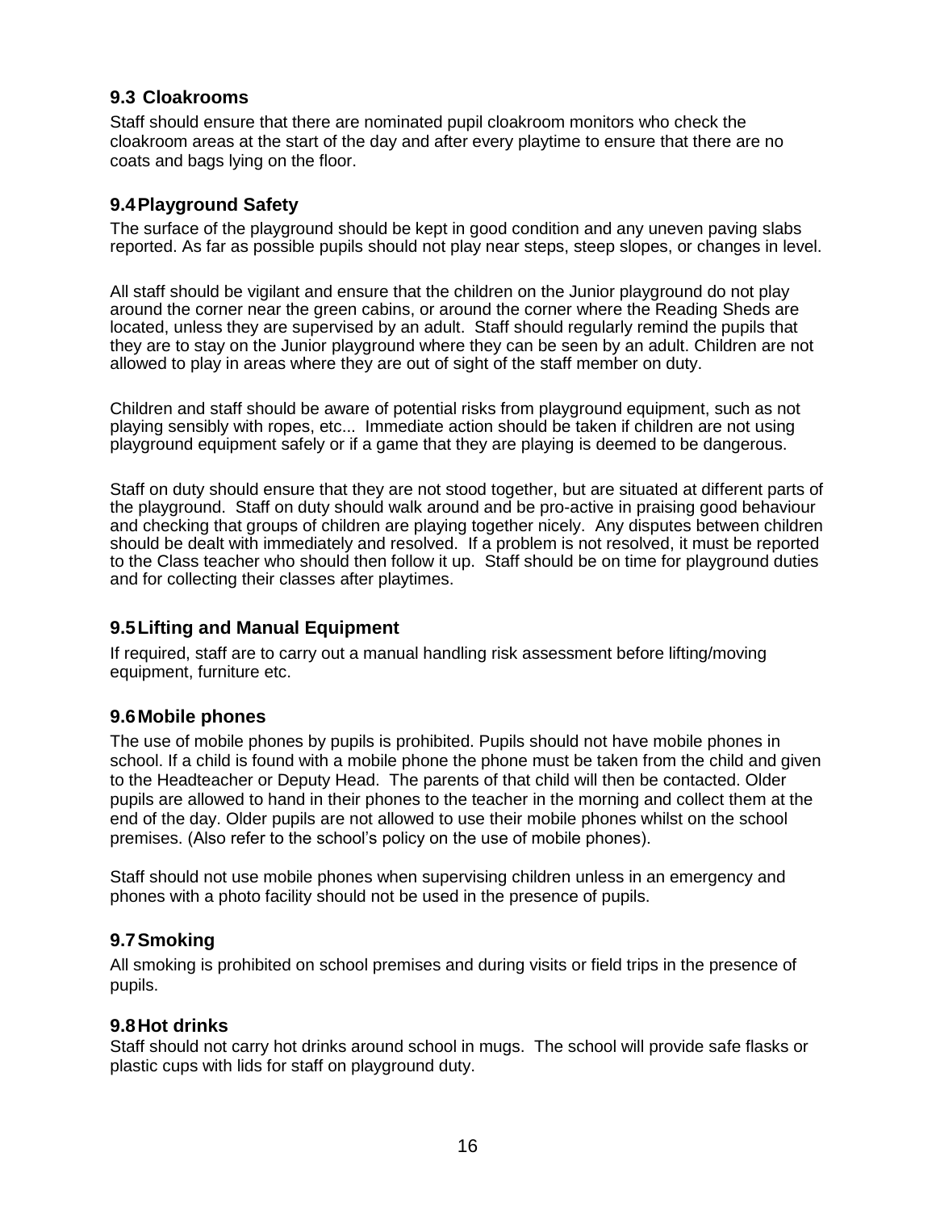### 9.3 Cloakrooms

Staff should ensure that there are nominated pupil cloakroom monitors who check the cloakroom areas at the start of the day and after every playtime to ensure that there are no coats and bags lying on the floor.

### 9.4 Playground Safety

The surface of the playground should be kept in good condition and any uneven paving slabs reported. As far as possible pupils should not play near steps, steep slopes, or changes in level.

All staff should be vigilant and ensure that the children on the Junior playground do not play around the corner near the green cabins, or around the corner where the Reading Sheds are located, unless they are supervised by an adult. Staff should regularly remind the pupils that they are to stay on the Junior playground where they can be seen by an adult. Children are not allowed to play in areas where they are out of sight of the staff member on duty.

Children and staff should be aware of potential risks from playground equipment, such as not playing sensibly with ropes, etc... Immediate action should be taken if children are not using playground equipment safely or if a game that they are playing is deemed to be dangerous.

Staff on duty should ensure that they are not stood together, but are situated at different parts of the playground. Staff on duty should walk around and be pro-active in praising good behaviour and checking that groups of children are playing together nicely. Any disputes between children should be dealt with immediately and resolved. If a problem is not resolved, it must be reported to the Class teacher who should then follow it up. Staff should be on time for playground duties and for collecting their classes after playtimes.

### 9.5 Lifting and Manual Equipment

If required, staff are to carry out a manual handling risk assessment before lifting/moving equipment, furniture etc.

### 9.6 Mobile phones

The use of mobile phones by pupils is prohibited. Pupils should not have mobile phones in school. If a child is found with a mobile phone the phone must be taken from the child and given to the Headteacher or Deputy Head. The parents of that child will then be contacted. Older pupils are allowed to hand in their phones to the teacher in the morning and collect them at the end of the day. Older pupils are not allowed to use their mobile phones whilst on the school premises. (Also refer to the school's policy on the use of mobile phones).

Staff should not use mobile phones when supervising children unless in an emergency and phones with a photo facility should not be used in the presence of pupils.

### 9.7 Smoking

All smoking is prohibited on school premises and during visits or field trips in the presence of pupils.

### 9.8 Hot drinks

Staff should not carry hot drinks around school in mugs. The school will provide safe flasks or plastic cups with lids for staff on playground duty.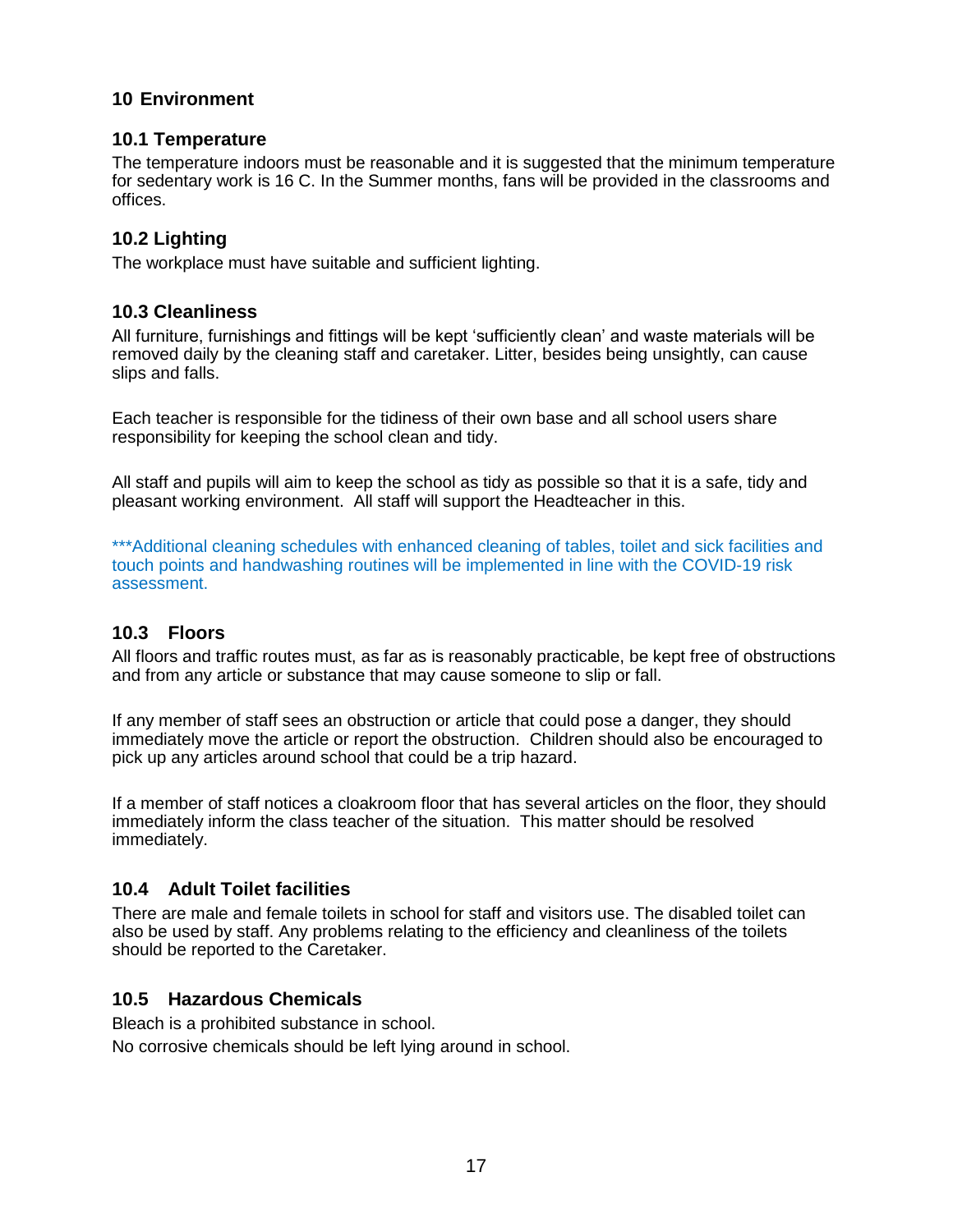## 10 Environment

### 10.1 Temperature

The temperature indoors must be reasonable and it is suggested that the minimum temperature for sedentary work is 16 C. In the Summer months, fans will be provided in the classrooms and offices.

### 10.2 Lighting

The workplace must have suitable and sufficient lighting.

### 10.3 Cleanliness

All furniture, furnishings and fittings will be kept 'sufficiently clean' and waste materials will be removed daily by the cleaning staff and caretaker. Litter, besides being unsightly, can cause slips and falls.

Each teacher is responsible for the tidiness of their own base and all school users share responsibility for keeping the school clean and tidy.

All staff and pupils will aim to keep the school as tidy as possible so that it is a safe, tidy and pleasant working environment. All staff will support the Headteacher in this.

***Additional cleaning schedules with enhanced cleaning of tables, toilet and sick facilities and touch points and handwashing routines will be implemented in line with the COVID-19 risk assessment.

### 10.3 Floors

All floors and traffic routes must, as far as is reasonably practicable, be kept free of obstructions and from any article or substance that may cause someone to slip or fall.

If any member of staff sees an obstruction or article that could pose a danger, they should immediately move the article or report the obstruction. Children should also be encouraged to pick up any articles around school that could be a trip hazard.

If a member of staff notices a cloakroom floor that has several articles on the floor, they should immediately inform the class teacher of the situation. This matter should be resolved immediately.

### 10.4 Adult Toilet facilities

There are male and female toilets in school for staff and visitors use. The disabled toilet can also be used by staff. Any problems relating to the efficiency and cleanliness of the toilets should be reported to the Caretaker.

### 10.5 Hazardous Chemicals

Bleach is a prohibited substance in school.

No corrosive chemicals should be left lying around in school.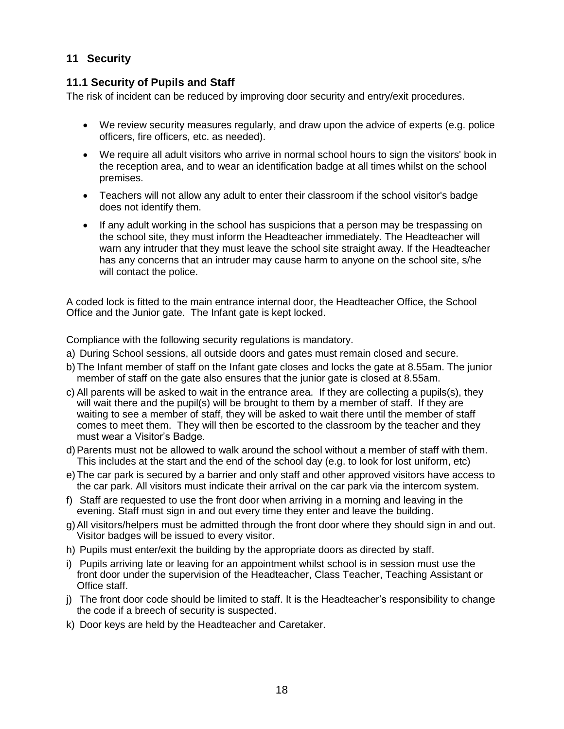## 11 Security

### 11.1 Security of Pupils and Staff

The risk of incident can be reduced by improving door security and entry/exit procedures.

- We review security measures regularly, and draw upon the advice of experts (e.g. police officers, fire officers, etc. as needed).
- We require all adult visitors who arrive in normal school hours to sign the visitors' book in the reception area, and to wear an identification badge at all times whilst on the school premises.
- Teachers will not allow any adult to enter their classroom if the school visitor's badge does not identify them.
- If any adult working in the school has suspicions that a person may be trespassing on the school site, they must inform the Headteacher immediately. The Headteacher will warn any intruder that they must leave the school site straight away. If the Headteacher has any concerns that an intruder may cause harm to anyone on the school site, s/he will contact the police.

A coded lock is fitted to the main entrance internal door, the Headteacher Office, the School Office and the Junior gate. The Infant gate is kept locked.

Compliance with the following security regulations is mandatory.

a) During School sessions, all outside doors and gates must remain closed and secure.

b) The Infant member of staff on the Infant gate closes and locks the gate at 8.55am. The junior member of staff on the gate also ensures that the junior gate is closed at 8.55am.

c) All parents will be asked to wait in the entrance area. If they are collecting a pupils(s), they will wait there and the pupil(s) will be brought to them by a member of staff. If they are waiting to see a member of staff, they will be asked to wait there until the member of staff comes to meet them. They will then be escorted to the classroom by the teacher and they must wear a Visitor's Badge.

d) Parents must not be allowed to walk around the school without a member of staff with them. This includes at the start and the end of the school day (e.g. to look for lost uniform, etc)

e) The car park is secured by a barrier and only staff and other approved visitors have access to the car park. All visitors must indicate their arrival on the car park via the intercom system.

f) Staff are requested to use the front door when arriving in a morning and leaving in the evening. Staff must sign in and out every time they enter and leave the building.

g) All visitors/helpers must be admitted through the front door where they should sign in and out. Visitor badges will be issued to every visitor.

h) Pupils must enter/exit the building by the appropriate doors as directed by staff.

i) Pupils arriving late or leaving for an appointment whilst school is in session must use the front door under the supervision of the Headteacher, Class Teacher, Teaching Assistant or Office staff.

j) The front door code should be limited to staff. It is the Headteacher's responsibility to change the code if a breech of security is suspected.

k) Door keys are held by the Headteacher and Caretaker.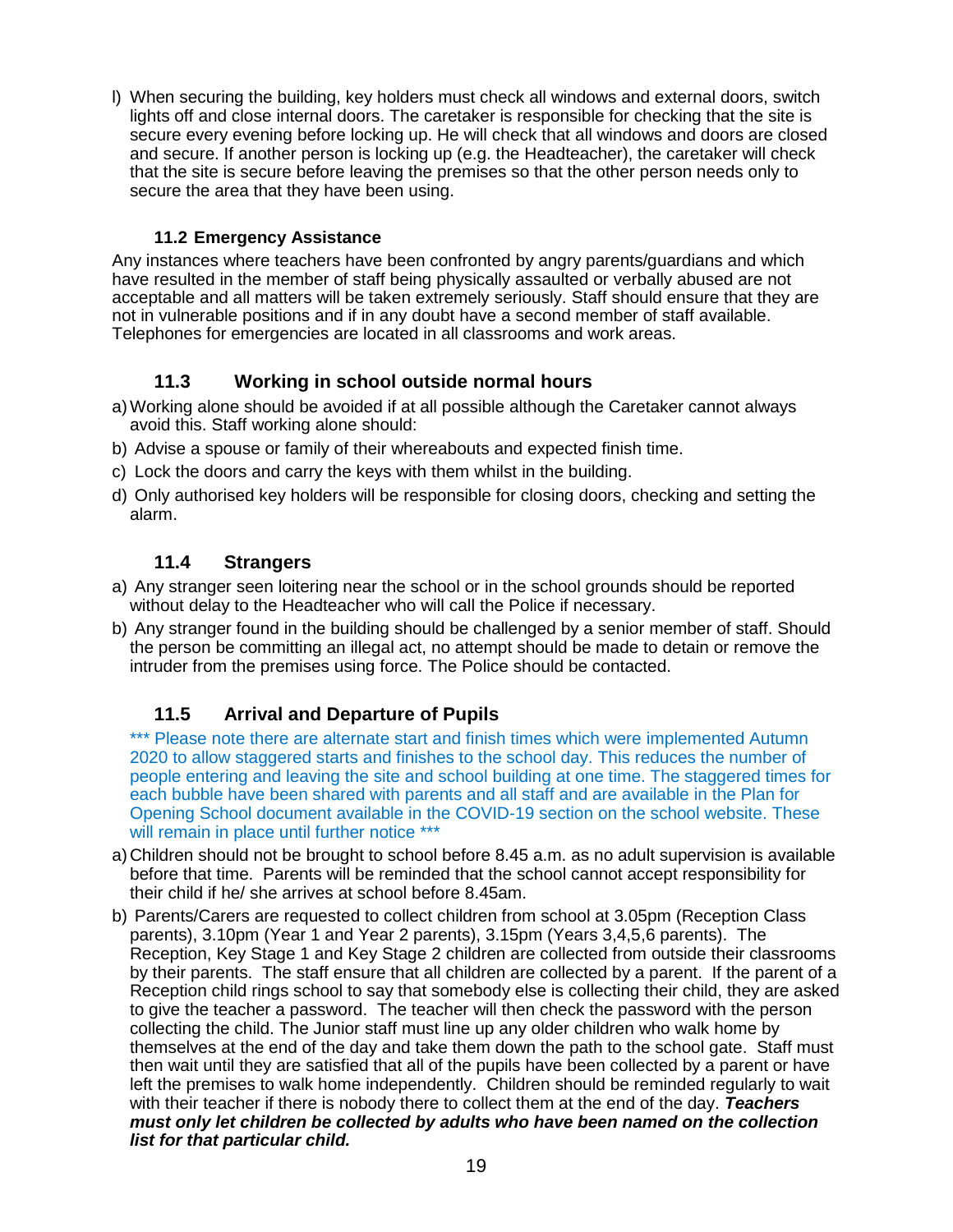l) When securing the building, key holders must check all windows and external doors, switch lights off and close internal doors. The caretaker is responsible for checking that the site is secure every evening before locking up. He will check that all windows and doors are closed and secure. If another person is locking up (e.g. the Headteacher), the caretaker will check that the site is secure before leaving the premises so that the other person needs only to secure the area that they have been using.

### 11.2 Emergency Assistance

Any instances where teachers have been confronted by angry parents/guardians and which have resulted in the member of staff being physically assaulted or verbally abused are not acceptable and all matters will be taken extremely seriously. Staff should ensure that they are not in vulnerable positions and if in any doubt have a second member of staff available. Telephones for emergencies are located in all classrooms and work areas.

### 11.3 Working in school outside normal hours

a) Working alone should be avoided if at all possible although the Caretaker cannot always avoid this. Staff working alone should:

b) Advise a spouse or family of their whereabouts and expected finish time.

c) Lock the doors and carry the keys with them whilst in the building.

d) Only authorised key holders will be responsible for closing doors, checking and setting the alarm.

### 11.4 Strangers

a) Any stranger seen loitering near the school or in the school grounds should be reported without delay to the Headteacher who will call the Police if necessary.

b) Any stranger found in the building should be challenged by a senior member of staff. Should the person be committing an illegal act, no attempt should be made to detain or remove the intruder from the premises using force. The Police should be contacted.

### 11.5 Arrival and Departure of Pupils

*** Please note there are alternate start and finish times which were implemented Autumn 2020 to allow staggered starts and finishes to the school day. This reduces the number of people entering and leaving the site and school building at one time. The staggered times for each bubble have been shared with parents and all staff and are available in the Plan for Opening School document available in the COVID-19 section on the school website. These will remain in place until further notice ***

a) Children should not be brought to school before 8.45 a.m. as no adult supervision is available before that time. Parents will be reminded that the school cannot accept responsibility for their child if he/ she arrives at school before 8.45am.

b) Parents/Carers are requested to collect children from school at 3.05pm (Reception Class parents), 3.10pm (Year 1 and Year 2 parents), 3.15pm (Years 3,4,5,6 parents). The Reception, Key Stage 1 and Key Stage 2 children are collected from outside their classrooms by their parents. The staff ensure that all children are collected by a parent. If the parent of a Reception child rings school to say that somebody else is collecting their child, they are asked to give the teacher a password. The teacher will then check the password with the person collecting the child. The Junior staff must line up any older children who walk home by themselves at the end of the day and take them down the path to the school gate. Staff must then wait until they are satisfied that all of the pupils have been collected by a parent or have left the premises to walk home independently. Children should be reminded regularly to wait with their teacher if there is nobody there to collect them at the end of the day. ***Teachers must only let children be collected by adults who have been named on the collection list for that particular child.***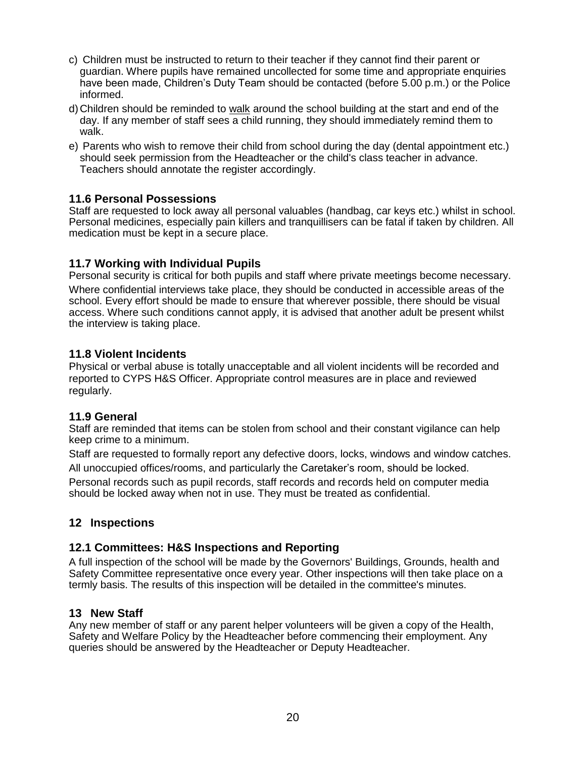c) Children must be instructed to return to their teacher if they cannot find their parent or guardian. Where pupils have remained uncollected for some time and appropriate enquiries have been made, Children's Duty Team should be contacted (before 5.00 p.m.) or the Police informed.

d) Children should be reminded to <u>walk</u> around the school building at the start and end of the day. If any member of staff sees a child running, they should immediately remind them to walk.

e) Parents who wish to remove their child from school during the day (dental appointment etc.) should seek permission from the Headteacher or the child's class teacher in advance. Teachers should annotate the register accordingly.

### 11.6 Personal Possessions

Staff are requested to lock away all personal valuables (handbag, car keys etc.) whilst in school. Personal medicines, especially pain killers and tranquillisers can be fatal if taken by children. All medication must be kept in a secure place.

### 11.7 Working with Individual Pupils

Personal security is critical for both pupils and staff where private meetings become necessary.

Where confidential interviews take place, they should be conducted in accessible areas of the school. Every effort should be made to ensure that wherever possible, there should be visual access. Where such conditions cannot apply, it is advised that another adult be present whilst the interview is taking place.

### 11.8 Violent Incidents

Physical or verbal abuse is totally unacceptable and all violent incidents will be recorded and reported to CYPS H&S Officer. Appropriate control measures are in place and reviewed regularly.

### 11.9 General

Staff are reminded that items can be stolen from school and their constant vigilance can help keep crime to a minimum.

Staff are requested to formally report any defective doors, locks, windows and window catches.

All unoccupied offices/rooms, and particularly the Caretaker's room, should be locked.

Personal records such as pupil records, staff records and records held on computer media should be locked away when not in use. They must be treated as confidential.

## 12 Inspections

### 12.1 Committees: H&S Inspections and Reporting

A full inspection of the school will be made by the Governors' Buildings, Grounds, health and Safety Committee representative once every year. Other inspections will then take place on a termly basis. The results of this inspection will be detailed in the committee's minutes.

## 13 New Staff

Any new member of staff or any parent helper volunteers will be given a copy of the Health, Safety and Welfare Policy by the Headteacher before commencing their employment. Any queries should be answered by the Headteacher or Deputy Headteacher.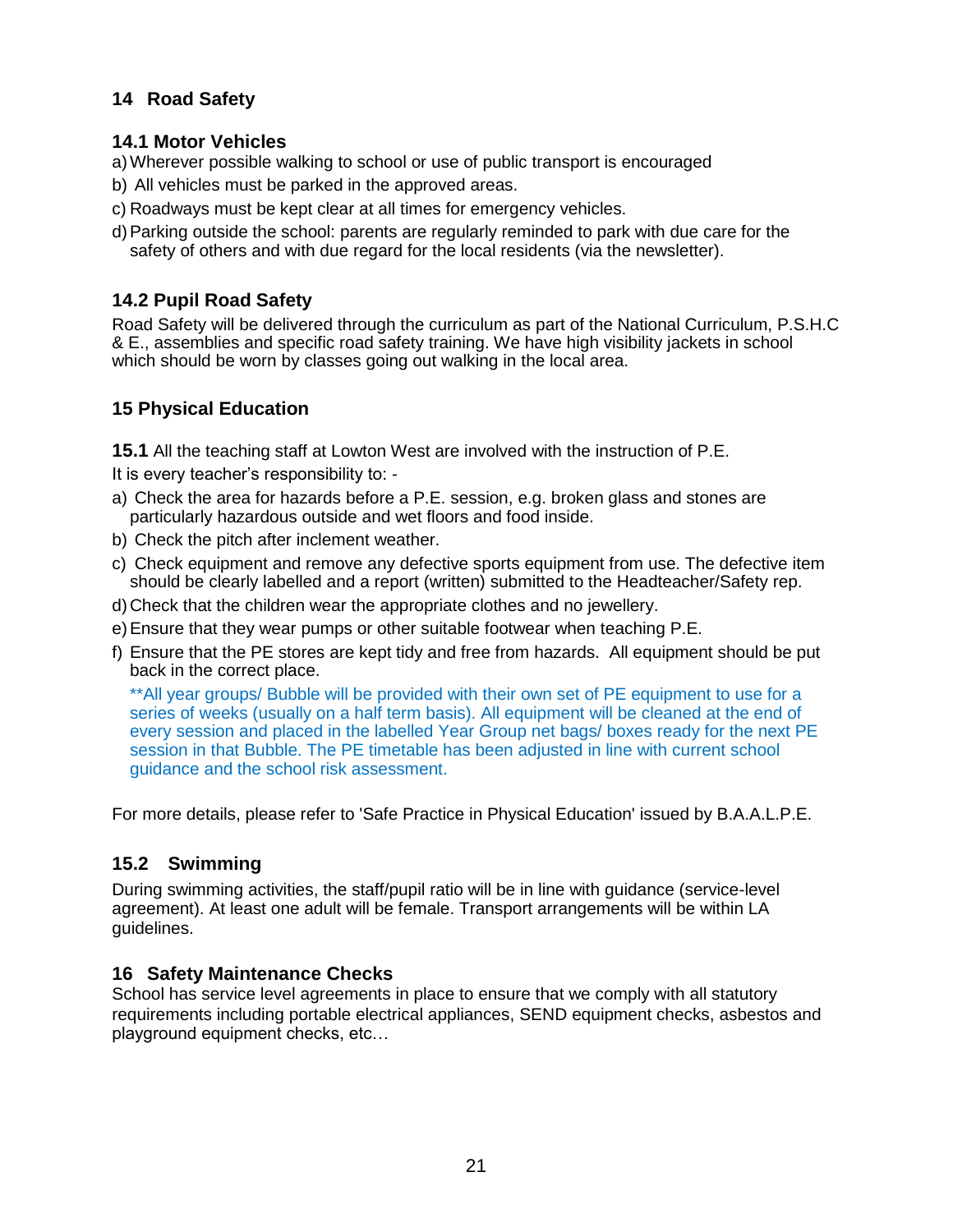## 14 Road Safety

### 14.1 Motor Vehicles

a) Wherever possible walking to school or use of public transport is encouraged
b) All vehicles must be parked in the approved areas.
c) Roadways must be kept clear at all times for emergency vehicles.
d) Parking outside the school: parents are regularly reminded to park with due care for the safety of others and with due regard for the local residents (via the newsletter).

### 14.2 Pupil Road Safety

Road Safety will be delivered through the curriculum as part of the National Curriculum, P.S.H.C & E., assemblies and specific road safety training. We have high visibility jackets in school which should be worn by classes going out walking in the local area.

## 15 Physical Education

**15.1** All the teaching staff at Lowton West are involved with the instruction of P.E.

It is every teacher's responsibility to: -

a) Check the area for hazards before a P.E. session, e.g. broken glass and stones are particularly hazardous outside and wet floors and food inside.
b) Check the pitch after inclement weather.
c) Check equipment and remove any defective sports equipment from use. The defective item should be clearly labelled and a report (written) submitted to the Headteacher/Safety rep.
d) Check that the children wear the appropriate clothes and no jewellery.
e) Ensure that they wear pumps or other suitable footwear when teaching P.E.
f) Ensure that the PE stores are kept tidy and free from hazards. All equipment should be put back in the correct place.

   **All year groups/ Bubble will be provided with their own set of PE equipment to use for a series of weeks (usually on a half term basis). All equipment will be cleaned at the end of every session and placed in the labelled Year Group net bags/ boxes ready for the next PE session in that Bubble. The PE timetable has been adjusted in line with current school guidance and the school risk assessment.

For more details, please refer to 'Safe Practice in Physical Education' issued by B.A.A.L.P.E.

### 15.2 Swimming

During swimming activities, the staff/pupil ratio will be in line with guidance (service-level agreement). At least one adult will be female. Transport arrangements will be within LA guidelines.

## 16 Safety Maintenance Checks

School has service level agreements in place to ensure that we comply with all statutory requirements including portable electrical appliances, SEND equipment checks, asbestos and playground equipment checks, etc…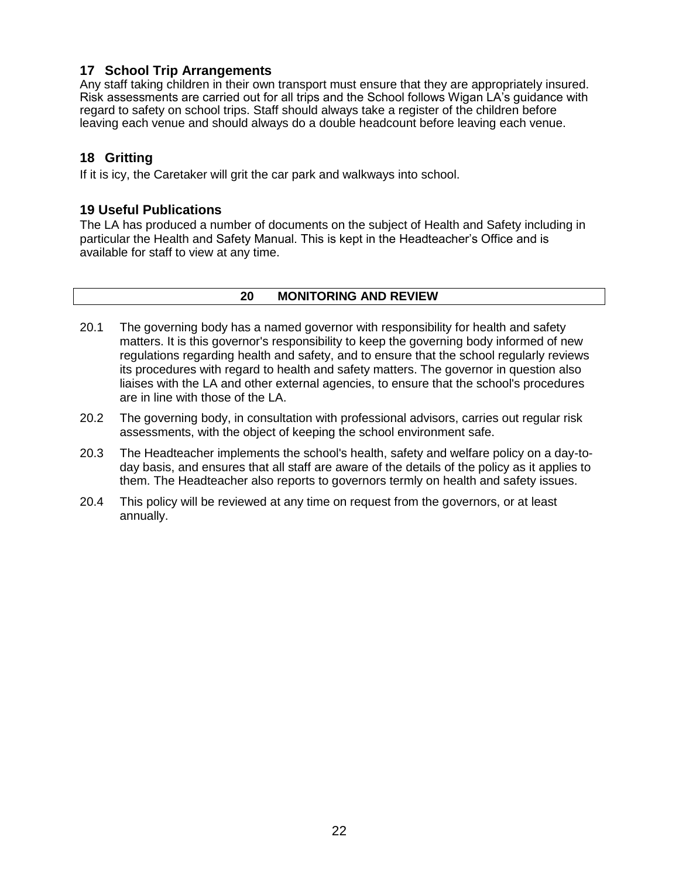## 17 School Trip Arrangements

Any staff taking children in their own transport must ensure that they are appropriately insured. Risk assessments are carried out for all trips and the School follows Wigan LA's guidance with regard to safety on school trips. Staff should always take a register of the children before leaving each venue and should always do a double headcount before leaving each venue.

## 18 Gritting

If it is icy, the Caretaker will grit the car park and walkways into school.

## 19 Useful Publications

The LA has produced a number of documents on the subject of Health and Safety including in particular the Health and Safety Manual. This is kept in the Headteacher's Office and is available for staff to view at any time.

## 20 MONITORING AND REVIEW

20.1 The governing body has a named governor with responsibility for health and safety matters. It is this governor's responsibility to keep the governing body informed of new regulations regarding health and safety, and to ensure that the school regularly reviews its procedures with regard to health and safety matters. The governor in question also liaises with the LA and other external agencies, to ensure that the school's procedures are in line with those of the LA.

20.2 The governing body, in consultation with professional advisors, carries out regular risk assessments, with the object of keeping the school environment safe.

20.3 The Headteacher implements the school's health, safety and welfare policy on a day-to-day basis, and ensures that all staff are aware of the details of the policy as it applies to them. The Headteacher also reports to governors termly on health and safety issues.

20.4 This policy will be reviewed at any time on request from the governors, or at least annually.